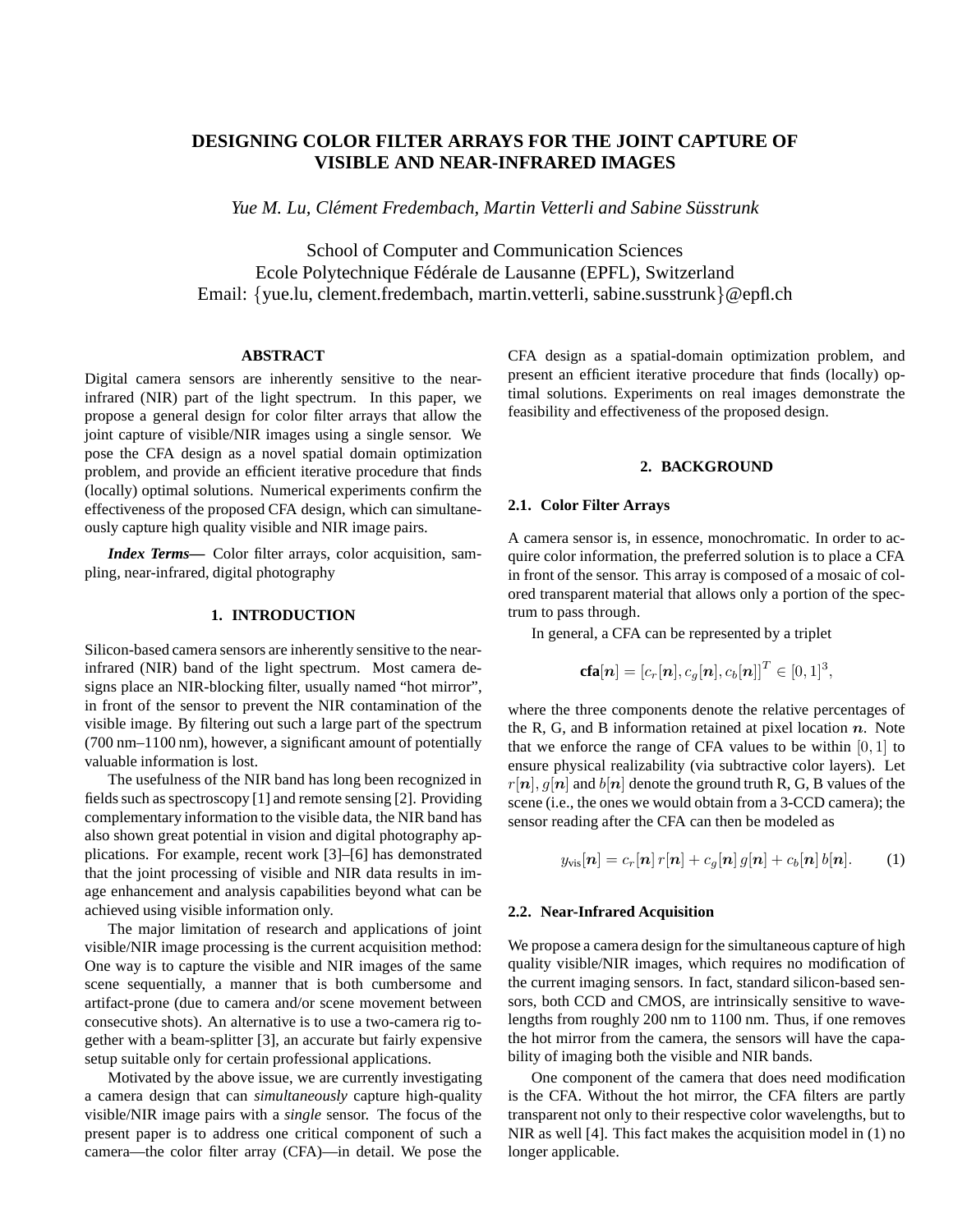# DESIGNING COLOR FILTER ARRAYS FOR THE JOINT CAPTURE OF VISIBLE AND NEAR-INFRARED IMAGES

*Yue M. Lu, Clément Fredembach, Martin Vetterli and Sabine Süsstrunk*

School of Computer and Communication Sciences
Ecole Polytechnique Fédérale de Lausanne (EPFL), Switzerland
Email: {yue.lu, clement.fredembach, martin.vetterli, sabine.susstrunk}@epfl.ch

## ABSTRACT

Digital camera sensors are inherently sensitive to the near-infrared (NIR) part of the light spectrum. In this paper, we propose a general design for color filter arrays that allow the joint capture of visible/NIR images using a single sensor. We pose the CFA design as a novel spatial domain optimization problem, and provide an efficient iterative procedure that finds (locally) optimal solutions. Numerical experiments confirm the effectiveness of the proposed CFA design, which can simultaneously capture high quality visible and NIR image pairs.

***Index Terms*—** Color filter arrays, color acquisition, sampling, near-infrared, digital photography

## 1. INTRODUCTION

Silicon-based camera sensors are inherently sensitive to the near-infrared (NIR) band of the light spectrum. Most camera designs place an NIR-blocking filter, usually named "hot mirror", in front of the sensor to prevent the NIR contamination of the visible image. By filtering out such a large part of the spectrum (700 nm–1100 nm), however, a significant amount of potentially valuable information is lost.

The usefulness of the NIR band has long been recognized in fields such as spectroscopy [1] and remote sensing [2]. Providing complementary information to the visible data, the NIR band has also shown great potential in vision and digital photography applications. For example, recent work [3]–[6] has demonstrated that the joint processing of visible and NIR data results in image enhancement and analysis capabilities beyond what can be achieved using visible information only.

The major limitation of research and applications of joint visible/NIR image processing is the current acquisition method: One way is to capture the visible and NIR images of the same scene sequentially, a manner that is both cumbersome and artifact-prone (due to camera and/or scene movement between consecutive shots). An alternative is to use a two-camera rig together with a beam-splitter [3], an accurate but fairly expensive setup suitable only for certain professional applications.

Motivated by the above issue, we are currently investigating a camera design that can *simultaneously* capture high-quality visible/NIR image pairs with a *single* sensor. The focus of the present paper is to address one critical component of such a camera—the color filter array (CFA)—in detail. We pose the CFA design as a spatial-domain optimization problem, and present an efficient iterative procedure that finds (locally) optimal solutions. Experiments on real images demonstrate the feasibility and effectiveness of the proposed design.

## 2. BACKGROUND

### 2.1. Color Filter Arrays

A camera sensor is, in essence, monochromatic. In order to acquire color information, the preferred solution is to place a CFA in front of the sensor. This array is composed of a mosaic of colored transparent material that allows only a portion of the spectrum to pass through.

In general, a CFA can be represented by a triplet

$$\mathbf{cfa}[\boldsymbol{n}] = [c_r[\boldsymbol{n}], c_g[\boldsymbol{n}], c_b[\boldsymbol{n}]]^T \in [0,1]^3,$$

where the three components denote the relative percentages of the R, G, and B information retained at pixel location $\boldsymbol{n}$. Note that we enforce the range of CFA values to be within $[0,1]$ to ensure physical realizability (via subtractive color layers). Let $r[\boldsymbol{n}], g[\boldsymbol{n}]$ and $b[\boldsymbol{n}]$ denote the ground truth R, G, B values of the scene (i.e., the ones we would obtain from a 3-CCD camera); the sensor reading after the CFA can then be modeled as

$$y_{\text{vis}}[\boldsymbol{n}] = c_r[\boldsymbol{n}]\, r[\boldsymbol{n}] + c_g[\boldsymbol{n}]\, g[\boldsymbol{n}] + c_b[\boldsymbol{n}]\, b[\boldsymbol{n}]. \qquad (1)$$

### 2.2. Near-Infrared Acquisition

We propose a camera design for the simultaneous capture of high quality visible/NIR images, which requires no modification of the current imaging sensors. In fact, standard silicon-based sensors, both CCD and CMOS, are intrinsically sensitive to wavelengths from roughly 200 nm to 1100 nm. Thus, if one removes the hot mirror from the camera, the sensors will have the capability of imaging both the visible and NIR bands.

One component of the camera that does need modification is the CFA. Without the hot mirror, the CFA filters are partly transparent not only to their respective color wavelengths, but to NIR as well [4]. This fact makes the acquisition model in (1) no longer applicable.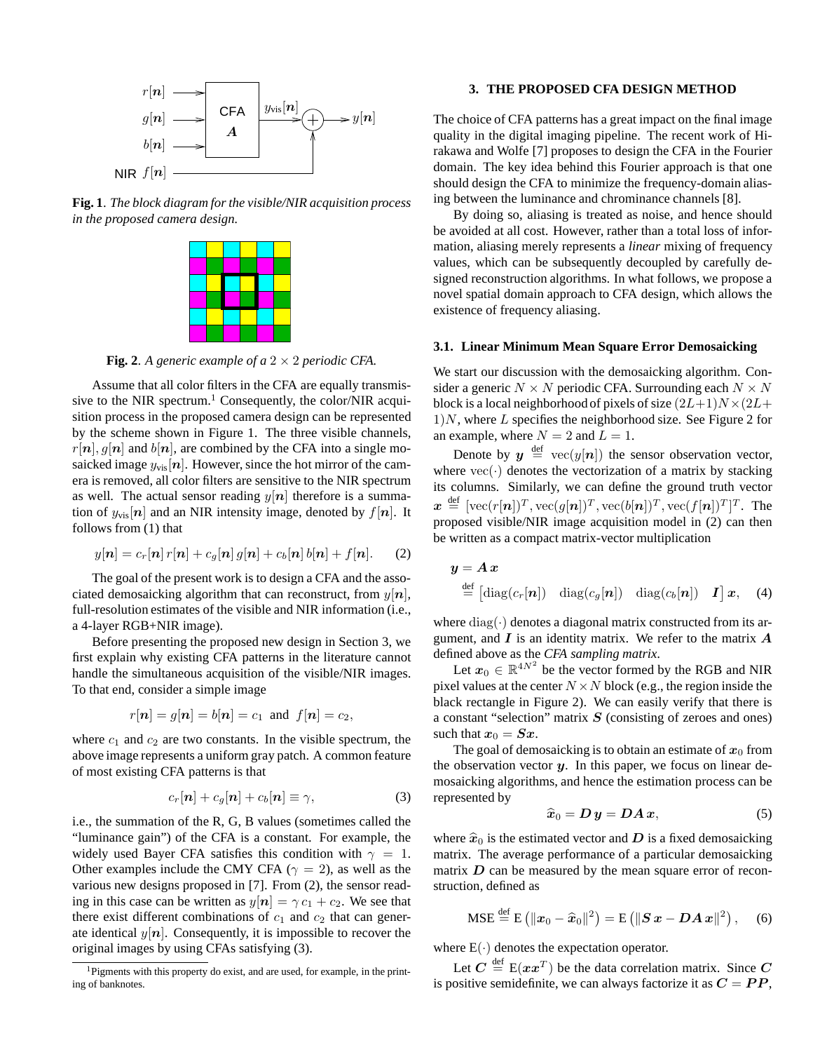**Fig. 1**. *The block diagram for the visible/NIR acquisition process in the proposed camera design.*

**Fig. 2**. *A generic example of a $2 \times 2$ periodic CFA.*

Assume that all color filters in the CFA are equally transmissive to the NIR spectrum.[1] Consequently, the color/NIR acquisition process in the proposed camera design can be represented by the scheme shown in Figure 1. The three visible channels, $r[\boldsymbol{n}], g[\boldsymbol{n}]$ and $b[\boldsymbol{n}]$, are combined by the CFA into a single mosaicked image $y_{\text{vis}}[\boldsymbol{n}]$. However, since the hot mirror of the camera is removed, all color filters are sensitive to the NIR spectrum as well. The actual sensor reading $y[\boldsymbol{n}]$ therefore is a summation of $y_{\text{vis}}[\boldsymbol{n}]$ and an NIR intensity image, denoted by $f[\boldsymbol{n}]$. It follows from (1) that

$$y[\boldsymbol{n}] = c_r[\boldsymbol{n}]\, r[\boldsymbol{n}] + c_g[\boldsymbol{n}]\, g[\boldsymbol{n}] + c_b[\boldsymbol{n}]\, b[\boldsymbol{n}] + f[\boldsymbol{n}]. \quad (2)$$

The goal of the present work is to design a CFA and the associated demosaicking algorithm that can reconstruct, from $y[\boldsymbol{n}]$, full-resolution estimates of the visible and NIR information (i.e., a 4-layer RGB+NIR image).

Before presenting the proposed new design in Section 3, we first explain why existing CFA patterns in the literature cannot handle the simultaneous acquisition of the visible/NIR images. To that end, consider a simple image

$$r[\boldsymbol{n}] = g[\boldsymbol{n}] = b[\boldsymbol{n}] = c_1 \text{ and } f[\boldsymbol{n}] = c_2,$$

where $c_1$ and $c_2$ are two constants. In the visible spectrum, the above image represents a uniform gray patch. A common feature of most existing CFA patterns is that

$$c_r[\boldsymbol{n}] + c_g[\boldsymbol{n}] + c_b[\boldsymbol{n}] \equiv \gamma, \quad (3)$$

i.e., the summation of the R, G, B values (sometimes called the "luminance gain") of the CFA is a constant. For example, the widely used Bayer CFA satisfies this condition with $\gamma = 1$. Other examples include the CMY CFA ($\gamma = 2$), as well as the various new designs proposed in [7]. From (2), the sensor reading in this case can be written as $y[\boldsymbol{n}] = \gamma\, c_1 + c_2$. We see that there exist different combinations of $c_1$ and $c_2$ that can generate identical $y[\boldsymbol{n}]$. Consequently, it is impossible to recover the original images by using CFAs satisfying (3).

[1] Pigments with this property do exist, and are used, for example, in the printing of banknotes.

## 3. THE PROPOSED CFA DESIGN METHOD

The choice of CFA patterns has a great impact on the final image quality in the digital imaging pipeline. The recent work of Hirakawa and Wolfe [7] proposes to design the CFA in the Fourier domain. The key idea behind this Fourier approach is that one should design the CFA to minimize the frequency-domain aliasing between the luminance and chrominance channels [8].

By doing so, aliasing is treated as noise, and hence should be avoided at all cost. However, rather than a total loss of information, aliasing merely represents a *linear* mixing of frequency values, which can be subsequently decoupled by carefully designed reconstruction algorithms. In what follows, we propose a novel spatial domain approach to CFA design, which allows the existence of frequency aliasing.

### 3.1. Linear Minimum Mean Square Error Demosaicking

We start our discussion with the demosaicking algorithm. Consider a generic $N \times N$ periodic CFA. Surrounding each $N \times N$ block is a local neighborhood of pixels of size $(2L+1)N \times (2L+1)N$, where $L$ specifies the neighborhood size. See Figure 2 for an example, where $N = 2$ and $L = 1$.

Denote by $\boldsymbol{y} \overset{\text{def}}{=} \text{vec}(y[\boldsymbol{n}])$ the sensor observation vector, where $\text{vec}(\cdot)$ denotes the vectorization of a matrix by stacking its columns. Similarly, we can define the ground truth vector $\boldsymbol{x} \overset{\text{def}}{=} [\text{vec}(r[\boldsymbol{n}])^T, \text{vec}(g[\boldsymbol{n}])^T, \text{vec}(b[\boldsymbol{n}])^T, \text{vec}(f[\boldsymbol{n}])^T]^T$. The proposed visible/NIR image acquisition model in (2) can then be written as a compact matrix-vector multiplication

$$\begin{aligned} \boldsymbol{y} &= \boldsymbol{A}\,\boldsymbol{x} \\ &\overset{\text{def}}{=} \begin{bmatrix} \text{diag}(c_r[\boldsymbol{n}]) & \text{diag}(c_g[\boldsymbol{n}]) & \text{diag}(c_b[\boldsymbol{n}]) & \boldsymbol{I} \end{bmatrix} \boldsymbol{x}, \end{aligned} \quad (4)$$

where $\text{diag}(\cdot)$ denotes a diagonal matrix constructed from its argument, and $\boldsymbol{I}$ is an identity matrix. We refer to the matrix $\boldsymbol{A}$ defined above as the *CFA sampling matrix*.

Let $\boldsymbol{x}_0 \in \mathbb{R}^{4N^2}$ be the vector formed by the RGB and NIR pixel values at the center $N \times N$ block (e.g., the region inside the black rectangle in Figure 2). We can easily verify that there is a constant "selection" matrix $\boldsymbol{S}$ (consisting of zeroes and ones) such that $\boldsymbol{x}_0 = \boldsymbol{S}\boldsymbol{x}$.

The goal of demosaicking is to obtain an estimate of $\boldsymbol{x}_0$ from the observation vector $\boldsymbol{y}$. In this paper, we focus on linear demosaicking algorithms, and hence the estimation process can be represented by

$$\widehat{\boldsymbol{x}}_0 = \boldsymbol{D}\,\boldsymbol{y} = \boldsymbol{D}\boldsymbol{A}\,\boldsymbol{x}, \quad (5)$$

where $\widehat{\boldsymbol{x}}_0$ is the estimated vector and $\boldsymbol{D}$ is a fixed demosaicking matrix. The average performance of a particular demosaicking matrix $\boldsymbol{D}$ can be measured by the mean square error of reconstruction, defined as

$$\text{MSE} \overset{\text{def}}{=} \text{E}\left(\|\boldsymbol{x}_0 - \widehat{\boldsymbol{x}}_0\|^2\right) = \text{E}\left(\|\boldsymbol{S}\,\boldsymbol{x} - \boldsymbol{D}\boldsymbol{A}\,\boldsymbol{x}\|^2\right), \quad (6)$$

where $\text{E}(\cdot)$ denotes the expectation operator.

Let $\boldsymbol{C} \overset{\text{def}}{=} \text{E}(\boldsymbol{x}\boldsymbol{x}^T)$ be the data correlation matrix. Since $\boldsymbol{C}$ is positive semidefinite, we can always factorize it as $\boldsymbol{C} = \boldsymbol{P}\boldsymbol{P}$,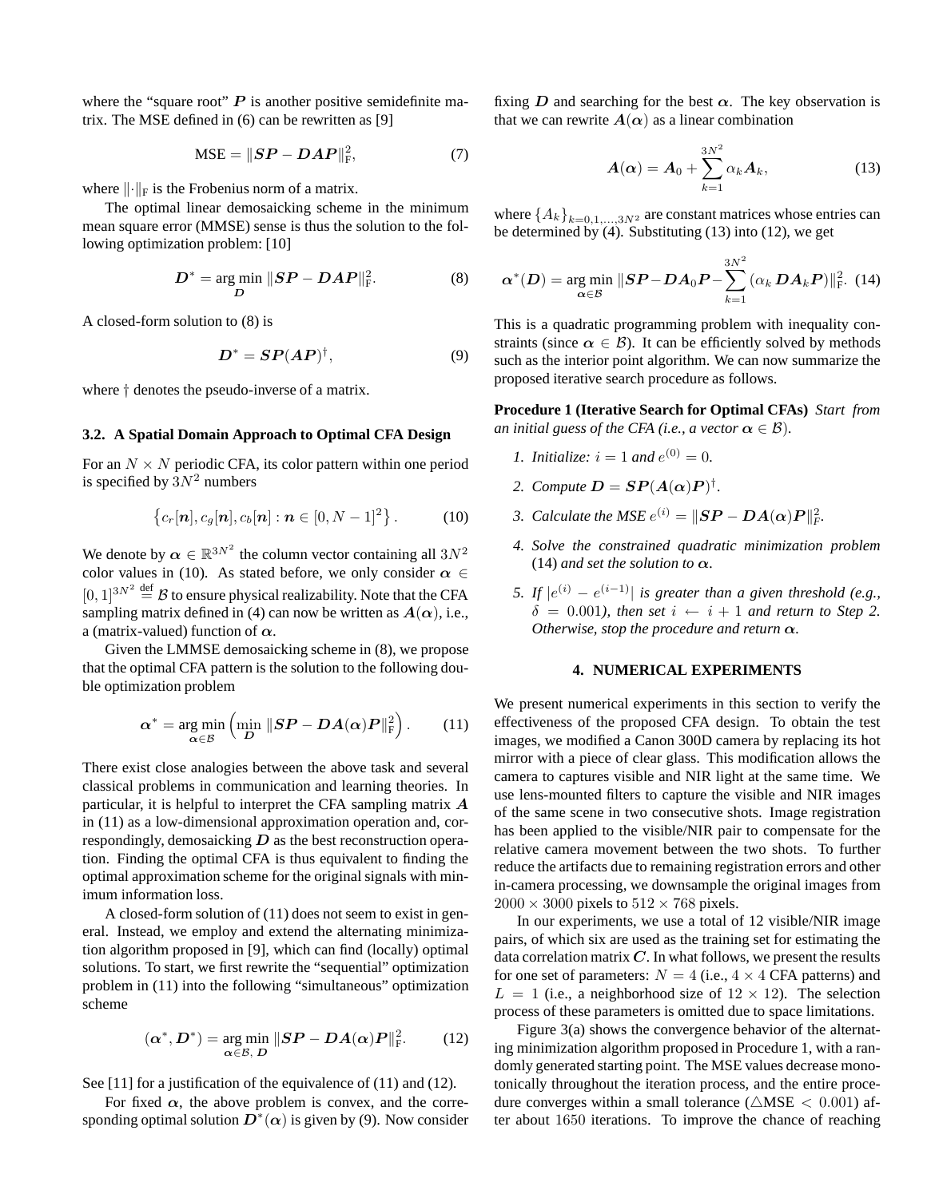where the "square root" $\boldsymbol{P}$ is another positive semidefinite matrix. The MSE defined in (6) can be rewritten as [9]

$$\text{MSE} = \|\boldsymbol{SP} - \boldsymbol{DAP}\|_{\text{F}}^2, \tag{7}$$

where $\|\cdot\|_{\text{F}}$ is the Frobenius norm of a matrix.

The optimal linear demosaicking scheme in the minimum mean square error (MMSE) sense is thus the solution to the following optimization problem: [10]

$$\boldsymbol{D}^* = \underset{\boldsymbol{D}}{\arg\min} \|\boldsymbol{SP} - \boldsymbol{DAP}\|_{\text{F}}^2. \tag{8}$$

A closed-form solution to (8) is

$$\boldsymbol{D}^* = \boldsymbol{SP}(\boldsymbol{AP})^{\dagger}, \tag{9}$$

where $\dagger$ denotes the pseudo-inverse of a matrix.

### 3.2. A Spatial Domain Approach to Optimal CFA Design

For an $N \times N$ periodic CFA, its color pattern within one period is specified by $3N^2$ numbers

$$\left\{c_r[\boldsymbol{n}], c_g[\boldsymbol{n}], c_b[\boldsymbol{n}] : \boldsymbol{n} \in [0, N-1]^2\right\}. \tag{10}$$

We denote by $\boldsymbol{\alpha} \in \mathbb{R}^{3N^2}$ the column vector containing all $3N^2$ color values in (10). As stated before, we only consider $\boldsymbol{\alpha} \in [0,1]^{3N^2} \overset{\text{def}}{=} \mathcal{B}$ to ensure physical realizability. Note that the CFA sampling matrix defined in (4) can now be written as $\boldsymbol{A}(\boldsymbol{\alpha})$, i.e., a (matrix-valued) function of $\boldsymbol{\alpha}$.

Given the LMMSE demosaicking scheme in (8), we propose that the optimal CFA pattern is the solution to the following double optimization problem

$$\boldsymbol{\alpha}^* = \underset{\boldsymbol{\alpha} \in \mathcal{B}}{\arg\min} \left(\min_{\boldsymbol{D}} \|\boldsymbol{SP} - \boldsymbol{DA}(\boldsymbol{\alpha})\boldsymbol{P}\|_{\text{F}}^2\right). \tag{11}$$

There exist close analogies between the above task and several classical problems in communication and learning theories. In particular, it is helpful to interpret the CFA sampling matrix $\boldsymbol{A}$ in (11) as a low-dimensional approximation operation and, correspondingly, demosaicking $\boldsymbol{D}$ as the best reconstruction operation. Finding the optimal CFA is thus equivalent to finding the optimal approximation scheme for the original signals with minimum information loss.

A closed-form solution of (11) does not seem to exist in general. Instead, we employ and extend the alternating minimization algorithm proposed in [9], which can find (locally) optimal solutions. To start, we first rewrite the "sequential" optimization problem in (11) into the following "simultaneous" optimization scheme

$$(\boldsymbol{\alpha}^*, \boldsymbol{D}^*) = \underset{\boldsymbol{\alpha} \in \mathcal{B},\, \boldsymbol{D}}{\arg\min} \|\boldsymbol{SP} - \boldsymbol{DA}(\boldsymbol{\alpha})\boldsymbol{P}\|_{\text{F}}^2. \tag{12}$$

See [11] for a justification of the equivalence of (11) and (12).

For fixed $\boldsymbol{\alpha}$, the above problem is convex, and the corresponding optimal solution $\boldsymbol{D}^*(\boldsymbol{\alpha})$ is given by (9). Now consider fixing $\boldsymbol{D}$ and searching for the best $\boldsymbol{\alpha}$. The key observation is that we can rewrite $\boldsymbol{A}(\boldsymbol{\alpha})$ as a linear combination

$$\boldsymbol{A}(\boldsymbol{\alpha}) = \boldsymbol{A}_0 + \sum_{k=1}^{3N^2} \alpha_k \boldsymbol{A}_k, \tag{13}$$

where $\{A_k\}_{k=0,1,\ldots,3N^2}$ are constant matrices whose entries can be determined by (4). Substituting (13) into (12), we get

$$\boldsymbol{\alpha}^*(\boldsymbol{D}) = \underset{\boldsymbol{\alpha} \in \mathcal{B}}{\arg\min} \|\boldsymbol{SP} - \boldsymbol{DA}_0\boldsymbol{P} - \sum_{k=1}^{3N^2} (\alpha_k\, \boldsymbol{DA}_k\boldsymbol{P})\|_{\text{F}}^2. \tag{14}$$

This is a quadratic programming problem with inequality constraints (since $\boldsymbol{\alpha} \in \mathcal{B}$). It can be efficiently solved by methods such as the interior point algorithm. We can now summarize the proposed iterative search procedure as follows.

**Procedure 1 (Iterative Search for Optimal CFAs)** *Start from an initial guess of the CFA (i.e., a vector $\boldsymbol{\alpha} \in \mathcal{B}$).*

1. *Initialize: $i = 1$ and $e^{(0)} = 0$.*
2. *Compute $\boldsymbol{D} = \boldsymbol{SP}(\boldsymbol{A}(\boldsymbol{\alpha})\boldsymbol{P})^{\dagger}$.*
3. *Calculate the MSE $e^{(i)} = \|\boldsymbol{SP} - \boldsymbol{DA}(\boldsymbol{\alpha})\boldsymbol{P}\|_{\text{F}}^2$.*
4. *Solve the constrained quadratic minimization problem* (14) *and set the solution to $\boldsymbol{\alpha}$.*
5. *If $|e^{(i)} - e^{(i-1)}|$ is greater than a given threshold (e.g., $\delta = 0.001$), then set $i \leftarrow i + 1$ and return to Step 2. Otherwise, stop the procedure and return $\boldsymbol{\alpha}$.*

## 4. NUMERICAL EXPERIMENTS

We present numerical experiments in this section to verify the effectiveness of the proposed CFA design. To obtain the test images, we modified a Canon 300D camera by replacing its hot mirror with a piece of clear glass. This modification allows the camera to captures visible and NIR light at the same time. We use lens-mounted filters to capture the visible and NIR images of the same scene in two consecutive shots. Image registration has been applied to the visible/NIR pair to compensate for the relative camera movement between the two shots. To further reduce the artifacts due to remaining registration errors and other in-camera processing, we downsample the original images from $2000 \times 3000$ pixels to $512 \times 768$ pixels.

In our experiments, we use a total of 12 visible/NIR image pairs, of which six are used as the training set for estimating the data correlation matrix $\boldsymbol{C}$. In what follows, we present the results for one set of parameters: $N = 4$ (i.e., $4 \times 4$ CFA patterns) and $L = 1$ (i.e., a neighborhood size of $12 \times 12$). The selection process of these parameters is omitted due to space limitations.

Figure 3(a) shows the convergence behavior of the alternating minimization algorithm proposed in Procedure 1, with a randomly generated starting point. The MSE values decrease monotonically throughout the iteration process, and the entire procedure converges within a small tolerance ($\triangle\text{MSE} < 0.001$) after about $1650$ iterations. To improve the chance of reaching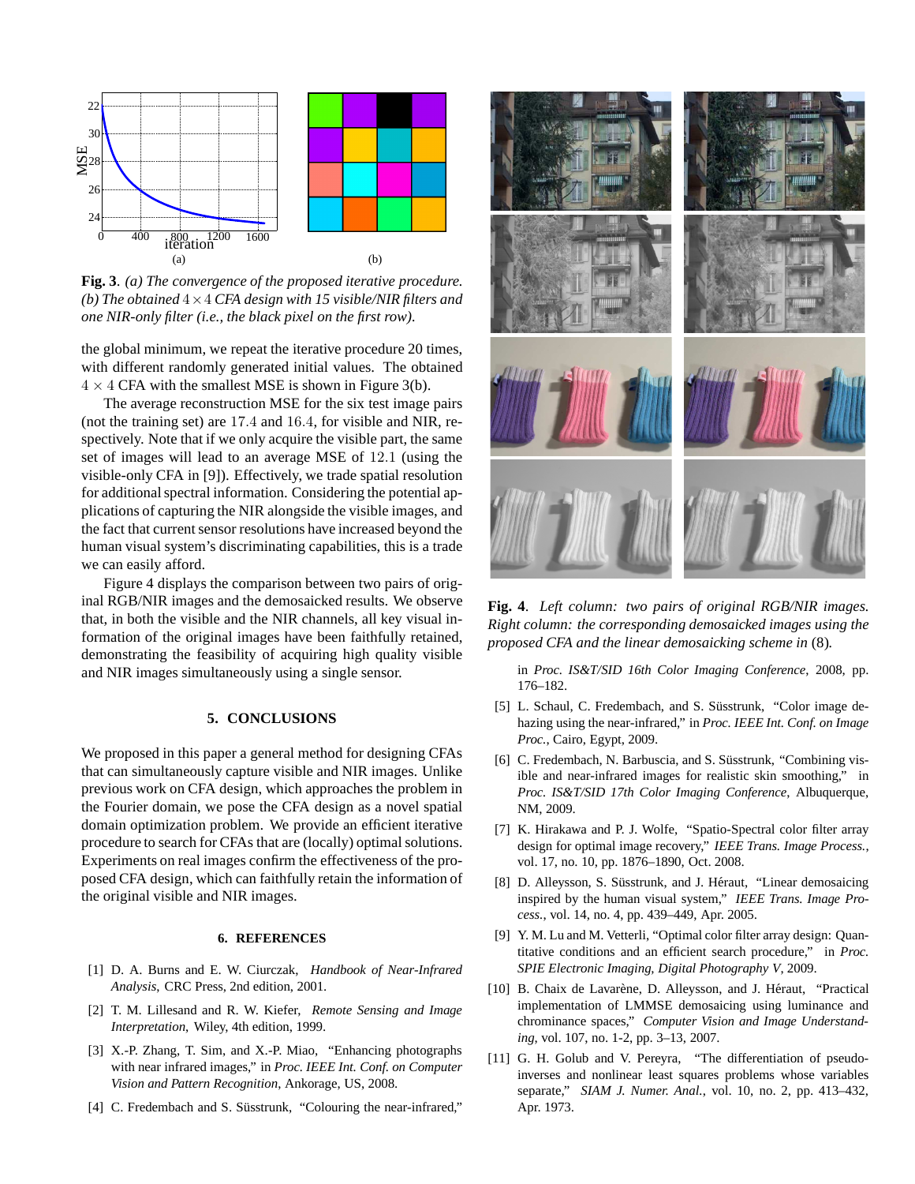22
30
MSE
28
26
24
0 400 800 1200 1600
iteration
(a)

(b)

**Fig. 3**. *(a) The convergence of the proposed iterative procedure. (b) The obtained $4 \times 4$ CFA design with 15 visible/NIR filters and one NIR-only filter (i.e., the black pixel on the first row).*

the global minimum, we repeat the iterative procedure 20 times, with different randomly generated initial values. The obtained $4 \times 4$ CFA with the smallest MSE is shown in Figure 3(b).

The average reconstruction MSE for the six test image pairs (not the training set) are $17.4$ and $16.4$, for visible and NIR, respectively. Note that if we only acquire the visible part, the same set of images will lead to an average MSE of $12.1$ (using the visible-only CFA in [9]). Effectively, we trade spatial resolution for additional spectral information. Considering the potential applications of capturing the NIR alongside the visible images, and the fact that current sensor resolutions have increased beyond the human visual system's discriminating capabilities, this is a trade we can easily afford.

Figure 4 displays the comparison between two pairs of original RGB/NIR images and the demosaicked results. We observe that, in both the visible and the NIR channels, all key visual information of the original images have been faithfully retained, demonstrating the feasibility of acquiring high quality visible and NIR images simultaneously using a single sensor.

**Fig. 4**. *Left column: two pairs of original RGB/NIR images. Right column: the corresponding demosaicked images using the proposed CFA and the linear demosaicking scheme in* (8)*.*

## 5. CONCLUSIONS

We proposed in this paper a general method for designing CFAs that can simultaneously capture visible and NIR images. Unlike previous work on CFA design, which approaches the problem in the Fourier domain, we pose the CFA design as a novel spatial domain optimization problem. We provide an efficient iterative procedure to search for CFAs that are (locally) optimal solutions. Experiments on real images confirm the effectiveness of the proposed CFA design, which can faithfully retain the information of the original visible and NIR images.

## 6. REFERENCES

[1] D. A. Burns and E. W. Ciurczak, *Handbook of Near-Infrared Analysis*, CRC Press, 2nd edition, 2001.

[2] T. M. Lillesand and R. W. Kiefer, *Remote Sensing and Image Interpretation*, Wiley, 4th edition, 1999.

[3] X.-P. Zhang, T. Sim, and X.-P. Miao, "Enhancing photographs with near infrared images," in *Proc. IEEE Int. Conf. on Computer Vision and Pattern Recognition*, Ankorage, US, 2008.

[4] C. Fredembach and S. Süsstrunk, "Colouring the near-infrared," in *Proc. IS&T/SID 16th Color Imaging Conference*, 2008, pp. 176–182.

[5] L. Schaul, C. Fredembach, and S. Süsstrunk, "Color image dehazing using the near-infrared," in *Proc. IEEE Int. Conf. on Image Proc.*, Cairo, Egypt, 2009.

[6] C. Fredembach, N. Barbuscia, and S. Süsstrunk, "Combining visible and near-infrared images for realistic skin smoothing," in *Proc. IS&T/SID 17th Color Imaging Conference*, Albuquerque, NM, 2009.

[7] K. Hirakawa and P. J. Wolfe, "Spatio-Spectral color filter array design for optimal image recovery," *IEEE Trans. Image Process.*, vol. 17, no. 10, pp. 1876–1890, Oct. 2008.

[8] D. Alleysson, S. Süsstrunk, and J. Hérault, "Linear demosaicing inspired by the human visual system," *IEEE Trans. Image Process.*, vol. 14, no. 4, pp. 439–449, Apr. 2005.

[9] Y. M. Lu and M. Vetterli, "Optimal color filter array design: Quantitative conditions and an efficient search procedure," in *Proc. SPIE Electronic Imaging, Digital Photography V*, 2009.

[10] B. Chaix de Lavarène, D. Alleysson, and J. Hérault, "Practical implementation of LMMSE demosaicing using luminance and chrominance spaces," *Computer Vision and Image Understanding*, vol. 107, no. 1-2, pp. 3–13, 2007.

[11] G. H. Golub and V. Pereyra, "The differentiation of pseudo-inverses and nonlinear least squares problems whose variables separate," *SIAM J. Numer. Anal.*, vol. 10, no. 2, pp. 413–432, Apr. 1973.